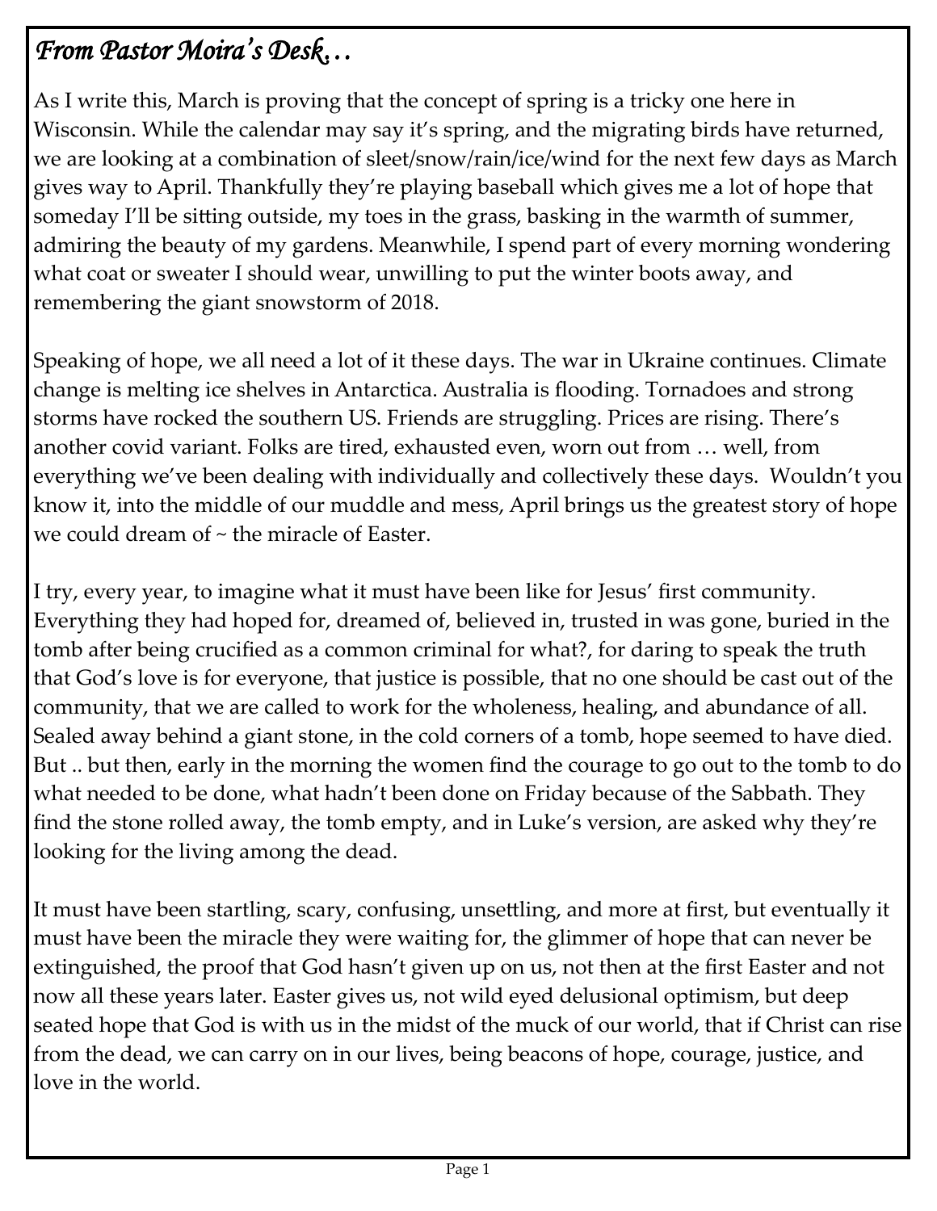# *From Pastor Moira's Desk…*

As I write this, March is proving that the concept of spring is a tricky one here in Wisconsin. While the calendar may say it's spring, and the migrating birds have returned, we are looking at a combination of sleet/snow/rain/ice/wind for the next few days as March gives way to April. Thankfully they're playing baseball which gives me a lot of hope that someday I'll be sitting outside, my toes in the grass, basking in the warmth of summer, admiring the beauty of my gardens. Meanwhile, I spend part of every morning wondering what coat or sweater I should wear, unwilling to put the winter boots away, and remembering the giant snowstorm of 2018.

Speaking of hope, we all need a lot of it these days. The war in Ukraine continues. Climate change is melting ice shelves in Antarctica. Australia is flooding. Tornadoes and strong storms have rocked the southern US. Friends are struggling. Prices are rising. There's another covid variant. Folks are tired, exhausted even, worn out from … well, from everything we've been dealing with individually and collectively these days. Wouldn't you know it, into the middle of our muddle and mess, April brings us the greatest story of hope we could dream of ~ the miracle of Easter.

I try, every year, to imagine what it must have been like for Jesus' first community. Everything they had hoped for, dreamed of, believed in, trusted in was gone, buried in the tomb after being crucified as a common criminal for what?, for daring to speak the truth that God's love is for everyone, that justice is possible, that no one should be cast out of the community, that we are called to work for the wholeness, healing, and abundance of all. Sealed away behind a giant stone, in the cold corners of a tomb, hope seemed to have died. But .. but then, early in the morning the women find the courage to go out to the tomb to do what needed to be done, what hadn't been done on Friday because of the Sabbath. They find the stone rolled away, the tomb empty, and in Luke's version, are asked why they're looking for the living among the dead.

It must have been startling, scary, confusing, unsettling, and more at first, but eventually it must have been the miracle they were waiting for, the glimmer of hope that can never be extinguished, the proof that God hasn't given up on us, not then at the first Easter and not now all these years later. Easter gives us, not wild eyed delusional optimism, but deep seated hope that God is with us in the midst of the muck of our world, that if Christ can rise from the dead, we can carry on in our lives, being beacons of hope, courage, justice, and love in the world.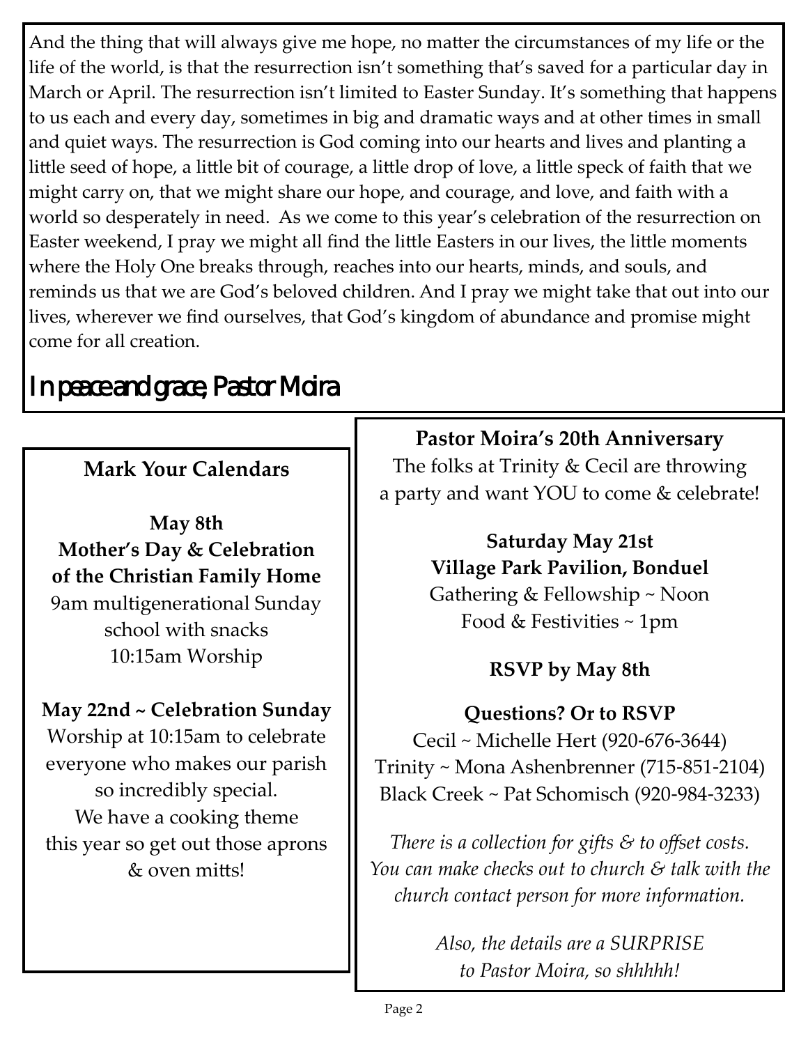And the thing that will always give me hope, no matter the circumstances of my life or the life of the world, is that the resurrection isn't something that's saved for a particular day in March or April. The resurrection isn't limited to Easter Sunday. It's something that happens to us each and every day, sometimes in big and dramatic ways and at other times in small and quiet ways. The resurrection is God coming into our hearts and lives and planting a little seed of hope, a little bit of courage, a little drop of love, a little speck of faith that we might carry on, that we might share our hope, and courage, and love, and faith with a world so desperately in need. As we come to this year's celebration of the resurrection on Easter weekend, I pray we might all find the little Easters in our lives, the little moments where the Holy One breaks through, reaches into our hearts, minds, and souls, and reminds us that we are God's beloved children. And I pray we might take that out into our lives, wherever we find ourselves, that God's kingdom of abundance and promise might come for all creation.

In peace and grace, Pastor Moira

## Mark Your Calendars

**May 8th**
**Mother's Day & Celebration of the Christian Family Home**
9am multigenerational Sunday school with snacks
10:15am Worship

**May 22nd ~ Celebration Sunday**
Worship at 10:15am to celebrate everyone who makes our parish so incredibly special.
We have a cooking theme this year so get out those aprons & oven mitts!

## Pastor Moira's 20th Anniversary

The folks at Trinity & Cecil are throwing a party and want YOU to come & celebrate!

**Saturday May 21st**
**Village Park Pavilion, Bonduel**
Gathering & Fellowship ~ Noon
Food & Festivities ~ 1pm

**RSVP by May 8th**

**Questions? Or to RSVP**
Cecil ~ Michelle Hert (920-676-3644)
Trinity ~ Mona Ashenbrenner (715-851-2104)
Black Creek ~ Pat Schomisch (920-984-3233)

*There is a collection for gifts & to offset costs. You can make checks out to church & talk with the church contact person for more information.*

*Also, the details are a SURPRISE to Pastor Moira, so shhhhh!*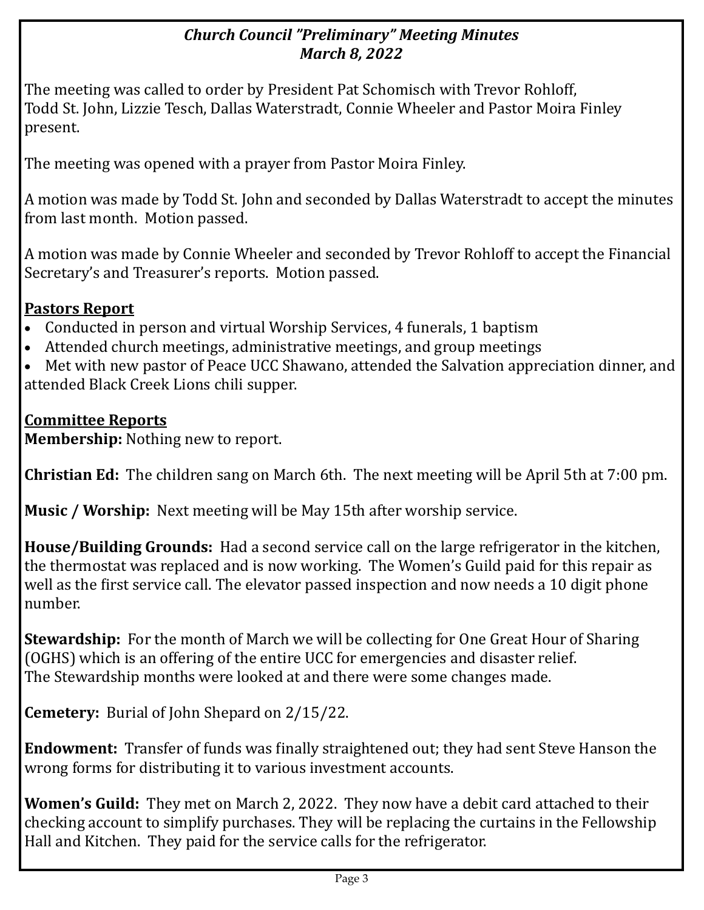## *Church Council "Preliminary" Meeting Minutes*
## *March 8, 2022*

The meeting was called to order by President Pat Schomisch with Trevor Rohloff, Todd St. John, Lizzie Tesch, Dallas Waterstradt, Connie Wheeler and Pastor Moira Finley present.

The meeting was opened with a prayer from Pastor Moira Finley.

A motion was made by Todd St. John and seconded by Dallas Waterstradt to accept the minutes from last month. Motion passed.

A motion was made by Connie Wheeler and seconded by Trevor Rohloff to accept the Financial Secretary's and Treasurer's reports. Motion passed.

**Pastors Report**

- Conducted in person and virtual Worship Services, 4 funerals, 1 baptism
- Attended church meetings, administrative meetings, and group meetings
- Met with new pastor of Peace UCC Shawano, attended the Salvation appreciation dinner, and attended Black Creek Lions chili supper.

**Committee Reports**

**Membership:** Nothing new to report.

**Christian Ed:** The children sang on March 6th. The next meeting will be April 5th at 7:00 pm.

**Music / Worship:** Next meeting will be May 15th after worship service.

**House/Building Grounds:** Had a second service call on the large refrigerator in the kitchen, the thermostat was replaced and is now working. The Women's Guild paid for this repair as well as the first service call. The elevator passed inspection and now needs a 10 digit phone number.

**Stewardship:** For the month of March we will be collecting for One Great Hour of Sharing (OGHS) which is an offering of the entire UCC for emergencies and disaster relief. The Stewardship months were looked at and there were some changes made.

**Cemetery:** Burial of John Shepard on 2/15/22.

**Endowment:** Transfer of funds was finally straightened out; they had sent Steve Hanson the wrong forms for distributing it to various investment accounts.

**Women's Guild:** They met on March 2, 2022. They now have a debit card attached to their checking account to simplify purchases. They will be replacing the curtains in the Fellowship Hall and Kitchen. They paid for the service calls for the refrigerator.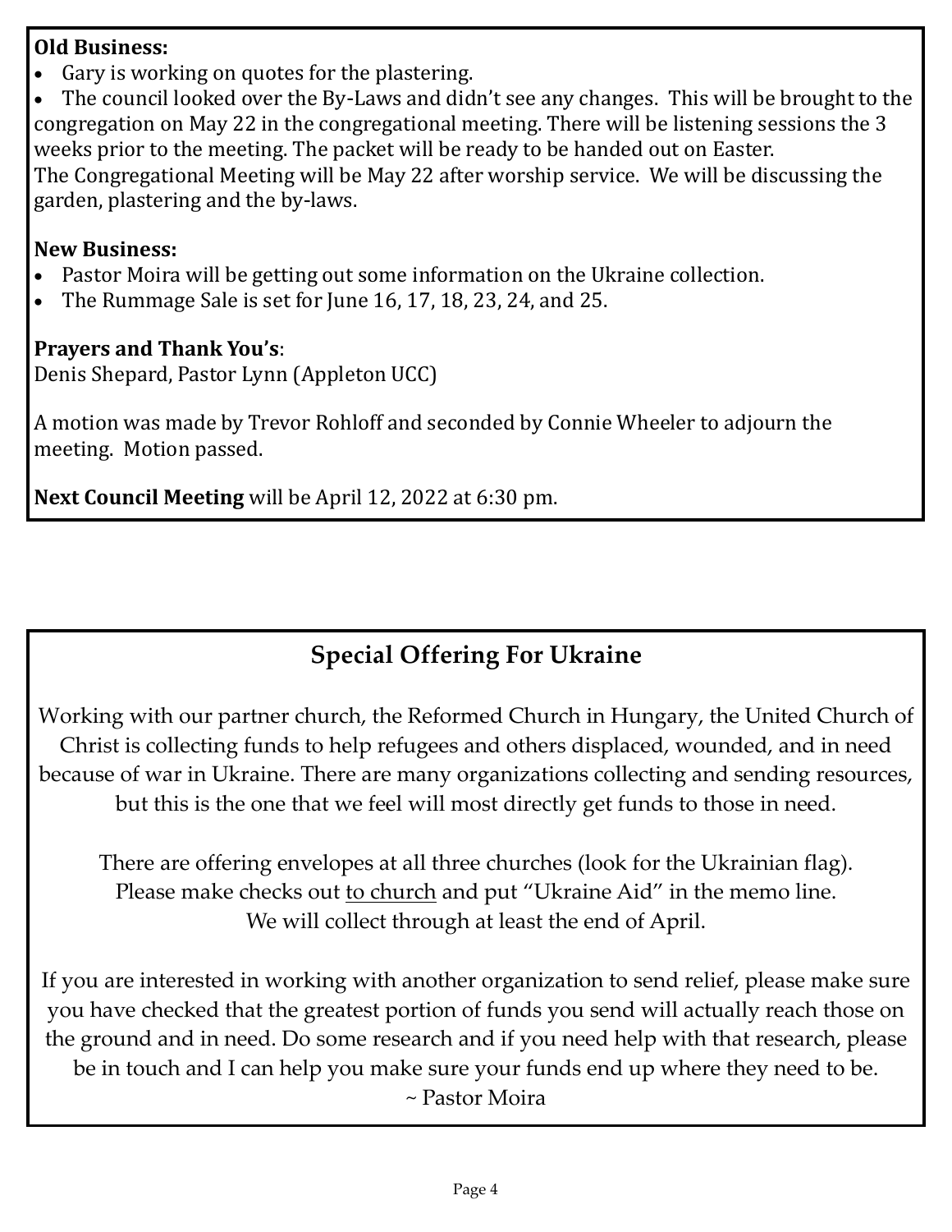**Old Business:**

- Gary is working on quotes for the plastering.
- The council looked over the By-Laws and didn't see any changes. This will be brought to the congregation on May 22 in the congregational meeting. There will be listening sessions the 3 weeks prior to the meeting. The packet will be ready to be handed out on Easter.

The Congregational Meeting will be May 22 after worship service. We will be discussing the garden, plastering and the by-laws.

**New Business:**

- Pastor Moira will be getting out some information on the Ukraine collection.
- The Rummage Sale is set for June 16, 17, 18, 23, 24, and 25.

**Prayers and Thank You's**:
Denis Shepard, Pastor Lynn (Appleton UCC)

A motion was made by Trevor Rohloff and seconded by Connie Wheeler to adjourn the meeting. Motion passed.

**Next Council Meeting** will be April 12, 2022 at 6:30 pm.

## Special Offering For Ukraine

Working with our partner church, the Reformed Church in Hungary, the United Church of Christ is collecting funds to help refugees and others displaced, wounded, and in need because of war in Ukraine. There are many organizations collecting and sending resources, but this is the one that we feel will most directly get funds to those in need.

There are offering envelopes at all three churches (look for the Ukrainian flag).
Please make checks out to church and put "Ukraine Aid" in the memo line.
We will collect through at least the end of April.

If you are interested in working with another organization to send relief, please make sure you have checked that the greatest portion of funds you send will actually reach those on the ground and in need. Do some research and if you need help with that research, please be in touch and I can help you make sure your funds end up where they need to be.

~ Pastor Moira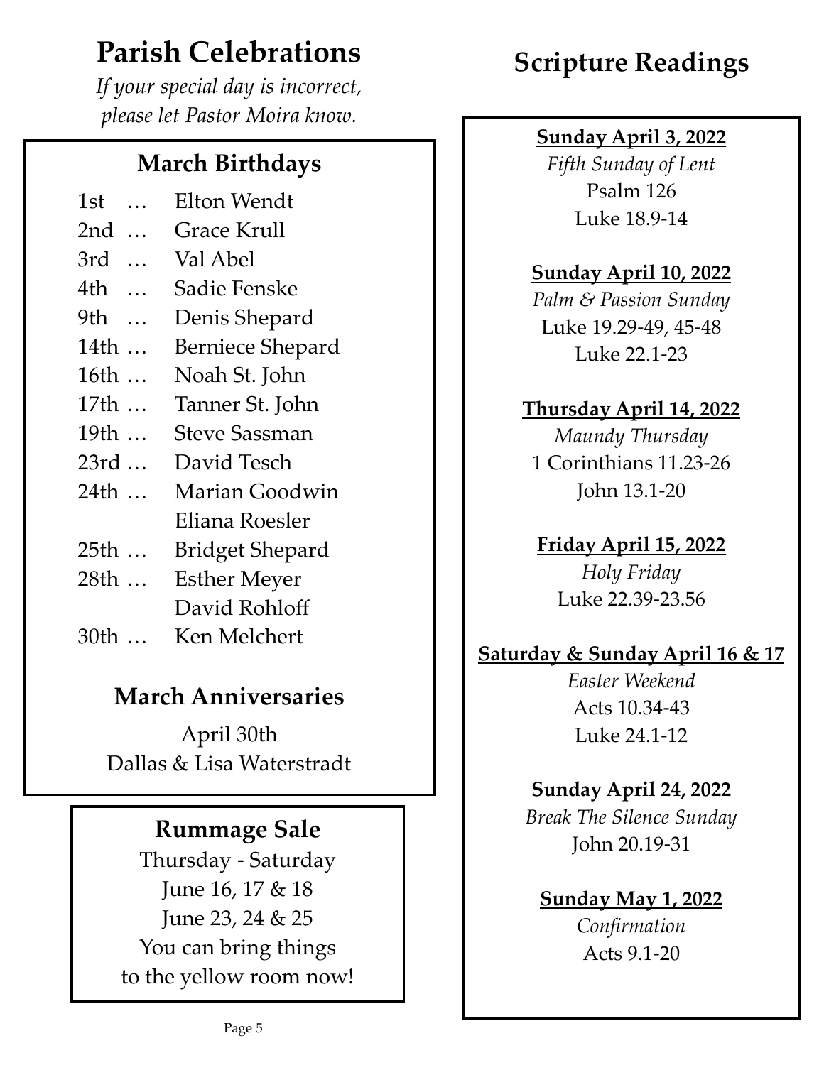# Parish Celebrations

*If your special day is incorrect, please let Pastor Moira know.*

## March Birthdays

1st … Elton Wendt
2nd … Grace Krull
3rd … Val Abel
4th … Sadie Fenske
9th … Denis Shepard
14th … Berniece Shepard
16th … Noah St. John
17th … Tanner St. John
19th … Steve Sassman
23rd … David Tesch
24th … Marian Goodwin
Eliana Roesler
25th … Bridget Shepard
28th … Esther Meyer
David Rohloff
30th … Ken Melchert

## March Anniversaries

April 30th
Dallas & Lisa Waterstradt

## Rummage Sale

Thursday - Saturday
June 16, 17 & 18
June 23, 24 & 25
You can bring things to the yellow room now!

# Scripture Readings

**Sunday April 3, 2022**
*Fifth Sunday of Lent*
Psalm 126
Luke 18.9-14

**Sunday April 10, 2022**
*Palm & Passion Sunday*
Luke 19.29-49, 45-48
Luke 22.1-23

**Thursday April 14, 2022**
*Maundy Thursday*
1 Corinthians 11.23-26
John 13.1-20

**Friday April 15, 2022**
*Holy Friday*
Luke 22.39-23.56

**Saturday & Sunday April 16 & 17**
*Easter Weekend*
Acts 10.34-43
Luke 24.1-12

**Sunday April 24, 2022**
*Break The Silence Sunday*
John 20.19-31

**Sunday May 1, 2022**
*Confirmation*
Acts 9.1-20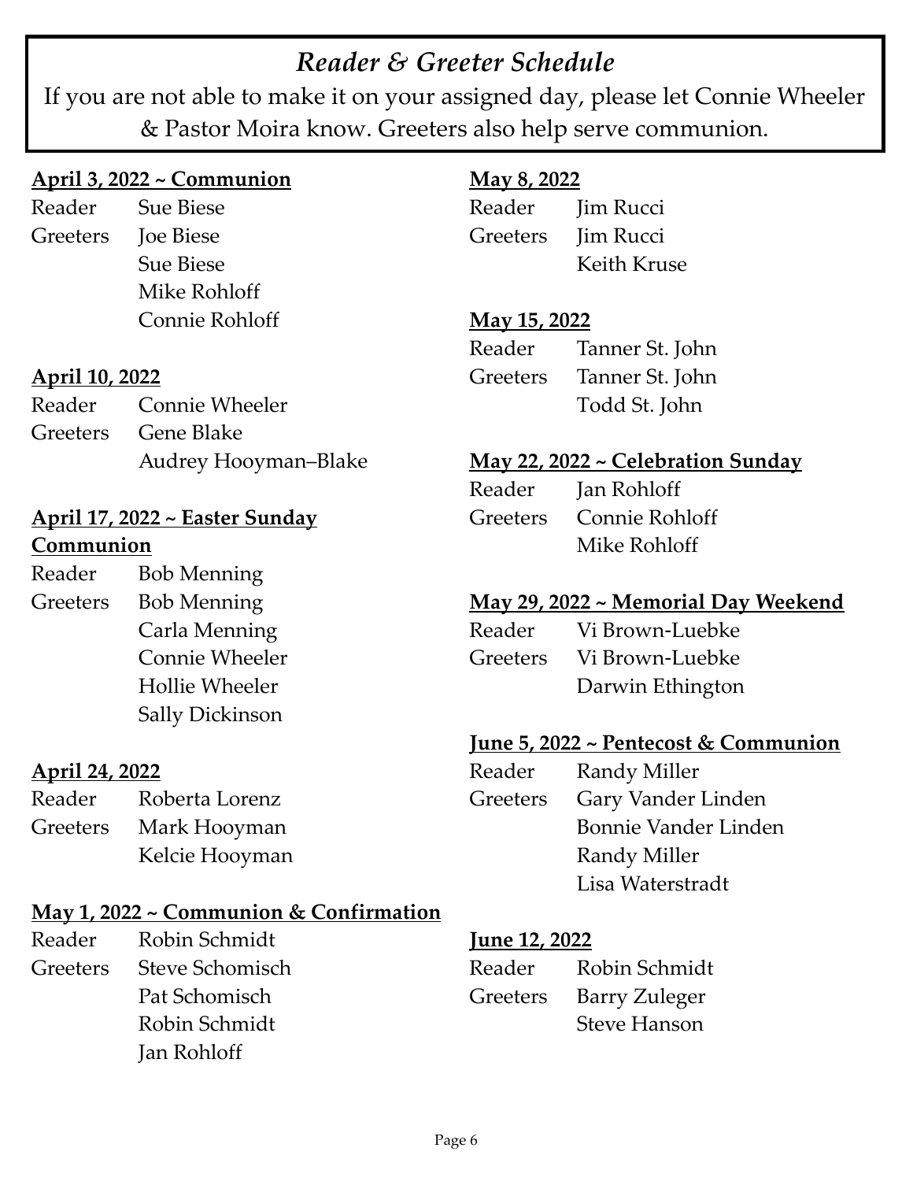# *Reader & Greeter Schedule*

If you are not able to make it on your assigned day, please let Connie Wheeler & Pastor Moira know. Greeters also help serve communion.

**April 3, 2022 ~ Communion**

Reader Sue Biese
Greeters Joe Biese
Sue Biese
Mike Rohloff
Connie Rohloff

**April 10, 2022**

Reader Connie Wheeler
Greeters Gene Blake
Audrey Hooyman–Blake

**April 17, 2022 ~ Easter Sunday Communion**

Reader Bob Menning
Greeters Bob Menning
Carla Menning
Connie Wheeler
Hollie Wheeler
Sally Dickinson

**April 24, 2022**

Reader Roberta Lorenz
Greeters Mark Hooyman
Kelcie Hooyman

**May 1, 2022 ~ Communion & Confirmation**

Reader Robin Schmidt
Greeters Steve Schomisch
Pat Schomisch
Robin Schmidt
Jan Rohloff

**May 8, 2022**

Reader Jim Rucci
Greeters Jim Rucci
Keith Kruse

**May 15, 2022**

Reader Tanner St. John
Greeters Tanner St. John
Todd St. John

**May 22, 2022 ~ Celebration Sunday**

Reader Jan Rohloff
Greeters Connie Rohloff
Mike Rohloff

**May 29, 2022 ~ Memorial Day Weekend**

Reader Vi Brown-Luebke
Greeters Vi Brown-Luebke
Darwin Ethington

**June 5, 2022 ~ Pentecost & Communion**

Reader Randy Miller
Greeters Gary Vander Linden
Bonnie Vander Linden
Randy Miller
Lisa Waterstradt

**June 12, 2022**

Reader Robin Schmidt
Greeters Barry Zuleger
Steve Hanson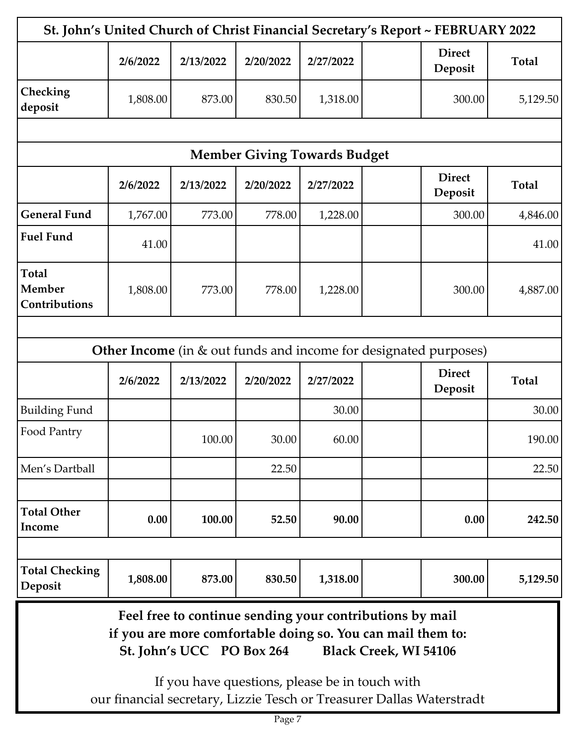## St. John's United Church of Christ Financial Secretary's Report ~ FEBRUARY 2022

| | 2/6/2022 | 2/13/2022 | 2/20/2022 | 2/27/2022 | | Direct Deposit | Total |
|---|---|---|---|---|---|---|---|
| Checking deposit | 1,808.00 | 873.00 | 830.50 | 1,318.00 | | 300.00 | 5,129.50 |

### Member Giving Towards Budget

| | 2/6/2022 | 2/13/2022 | 2/20/2022 | 2/27/2022 | | Direct Deposit | Total |
|---|---|---|---|---|---|---|---|
| **General Fund** | 1,767.00 | 773.00 | 778.00 | 1,228.00 | | 300.00 | 4,846.00 |
| **Fuel Fund** | 41.00 | | | | | | 41.00 |
| **Total Member Contributions** | 1,808.00 | 773.00 | 778.00 | 1,228.00 | | 300.00 | 4,887.00 |

### Other Income (in & out funds and income for designated purposes)

| | 2/6/2022 | 2/13/2022 | 2/20/2022 | 2/27/2022 | | Direct Deposit | Total |
|---|---|---|---|---|---|---|---|
| Building Fund | | | | 30.00 | | | 30.00 |
| Food Pantry | | 100.00 | 30.00 | 60.00 | | | 190.00 |
| Men's Dartball | | | 22.50 | | | | 22.50 |
| | | | | | | | |
| **Total Other Income** | **0.00** | **100.00** | **52.50** | **90.00** | | **0.00** | **242.50** |

| | | | | | | | |
|---|---|---|---|---|---|---|---|
| **Total Checking Deposit** | **1,808.00** | **873.00** | **830.50** | **1,318.00** | | **300.00** | **5,129.50** |

**Feel free to continue sending your contributions by mail if you are more comfortable doing so. You can mail them to:**
**St. John's UCC PO Box 264 Black Creek, WI 54106**

If you have questions, please be in touch with our financial secretary, Lizzie Tesch or Treasurer Dallas Waterstradt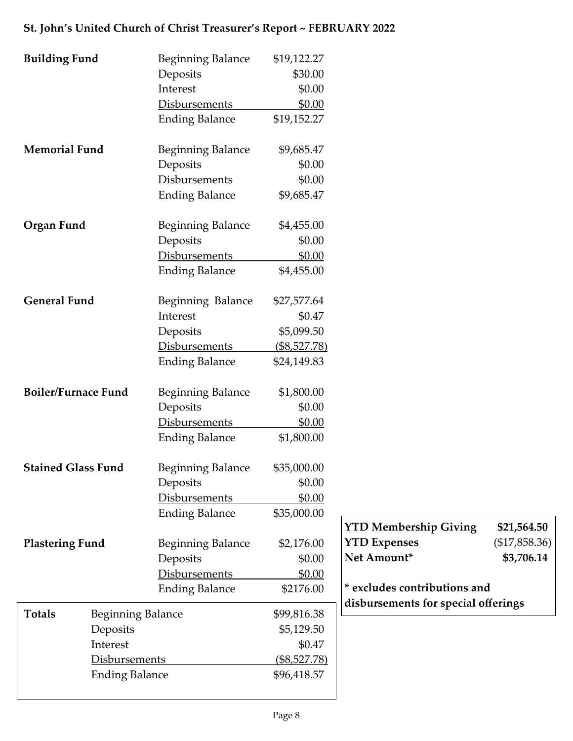**St. John's United Church of Christ Treasurer's Report ~ FEBRUARY 2022**

| Fund | Item | Amount |
|---|---|---|
| **Building Fund** | Beginning Balance | $19,122.27 |
| | Deposits | $30.00 |
| | Interest | $0.00 |
| | Disbursements | $0.00 |
| | Ending Balance | $19,152.27 |
| **Memorial Fund** | Beginning Balance | $9,685.47 |
| | Deposits | $0.00 |
| | Disbursements | $0.00 |
| | Ending Balance | $9,685.47 |
| **Organ Fund** | Beginning Balance | $4,455.00 |
| | Deposits | $0.00 |
| | Disbursements | $0.00 |
| | Ending Balance | $4,455.00 |
| **General Fund** | Beginning Balance | $27,577.64 |
| | Interest | $0.47 |
| | Deposits | $5,099.50 |
| | Disbursements | ($8,527.78) |
| | Ending Balance | $24,149.83 |
| **Boiler/Furnace Fund** | Beginning Balance | $1,800.00 |
| | Deposits | $0.00 |
| | Disbursements | $0.00 |
| | Ending Balance | $1,800.00 |
| **Stained Glass Fund** | Beginning Balance | $35,000.00 |
| | Deposits | $0.00 |
| | Disbursements | $0.00 |
| | Ending Balance | $35,000.00 |
| **Plastering Fund** | Beginning Balance | $2,176.00 |
| | Deposits | $0.00 |
| | Disbursements | $0.00 |
| | Ending Balance | $2176.00 |

| **Totals** | | |
|---|---|---|
| | Beginning Balance | $99,816.38 |
| | Deposits | $5,129.50 |
| | Interest | $0.47 |
| | Disbursements | ($8,527.78) |
| | Ending Balance | $96,418.57 |

| | |
|---|---|
| **YTD Membership Giving** | **$21,564.50** |
| **YTD Expenses** | ($17,858.36) |
| **Net Amount*** | **$3,706.14** |

**\* excludes contributions and disbursements for special offerings**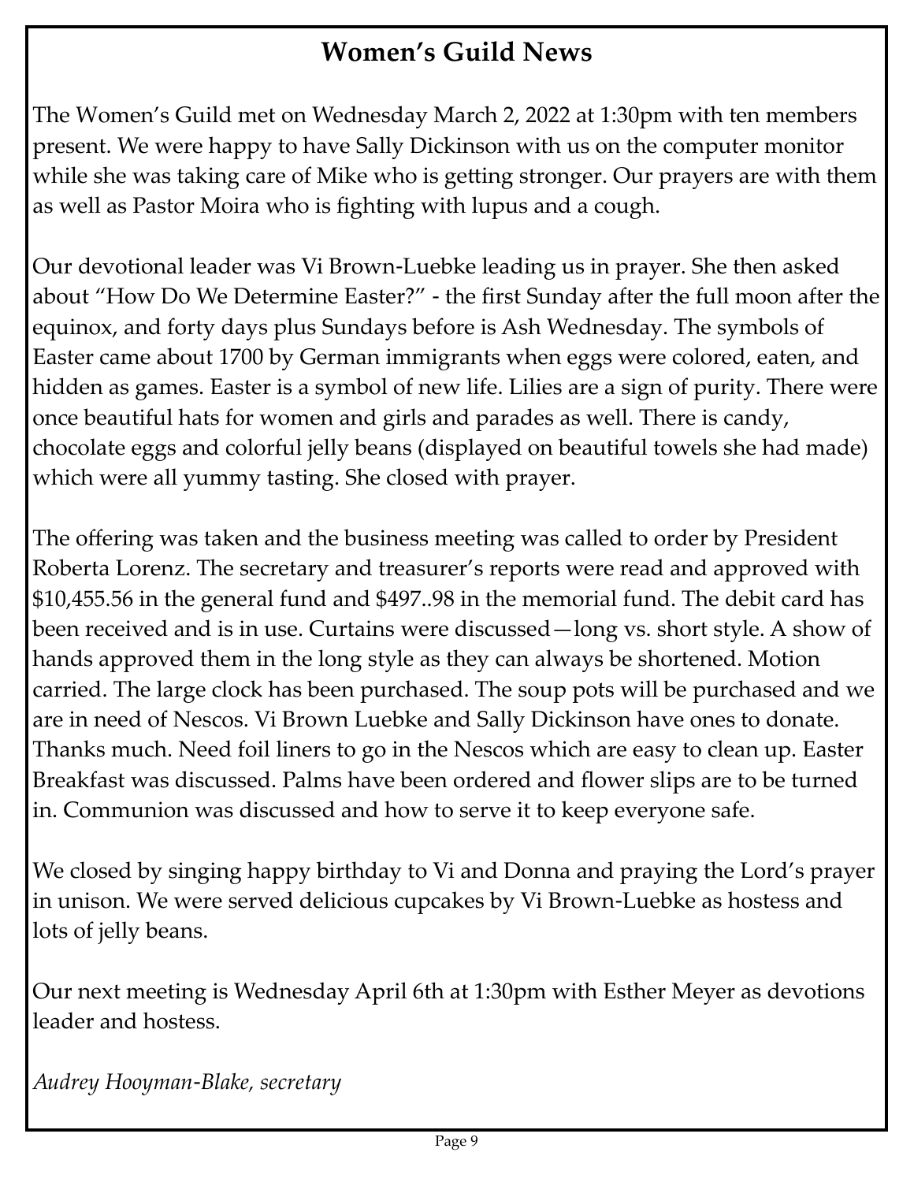# Women's Guild News

The Women's Guild met on Wednesday March 2, 2022 at 1:30pm with ten members present. We were happy to have Sally Dickinson with us on the computer monitor while she was taking care of Mike who is getting stronger. Our prayers are with them as well as Pastor Moira who is fighting with lupus and a cough.

Our devotional leader was Vi Brown-Luebke leading us in prayer. She then asked about "How Do We Determine Easter?" - the first Sunday after the full moon after the equinox, and forty days plus Sundays before is Ash Wednesday. The symbols of Easter came about 1700 by German immigrants when eggs were colored, eaten, and hidden as games. Easter is a symbol of new life. Lilies are a sign of purity. There were once beautiful hats for women and girls and parades as well. There is candy, chocolate eggs and colorful jelly beans (displayed on beautiful towels she had made) which were all yummy tasting. She closed with prayer.

The offering was taken and the business meeting was called to order by President Roberta Lorenz. The secretary and treasurer's reports were read and approved with $10,455.56 in the general fund and $497..98 in the memorial fund. The debit card has been received and is in use. Curtains were discussed—long vs. short style. A show of hands approved them in the long style as they can always be shortened. Motion carried. The large clock has been purchased. The soup pots will be purchased and we are in need of Nescos. Vi Brown Luebke and Sally Dickinson have ones to donate. Thanks much. Need foil liners to go in the Nescos which are easy to clean up. Easter Breakfast was discussed. Palms have been ordered and flower slips are to be turned in. Communion was discussed and how to serve it to keep everyone safe.

We closed by singing happy birthday to Vi and Donna and praying the Lord's prayer in unison. We were served delicious cupcakes by Vi Brown-Luebke as hostess and lots of jelly beans.

Our next meeting is Wednesday April 6th at 1:30pm with Esther Meyer as devotions leader and hostess.

*Audrey Hooyman-Blake, secretary*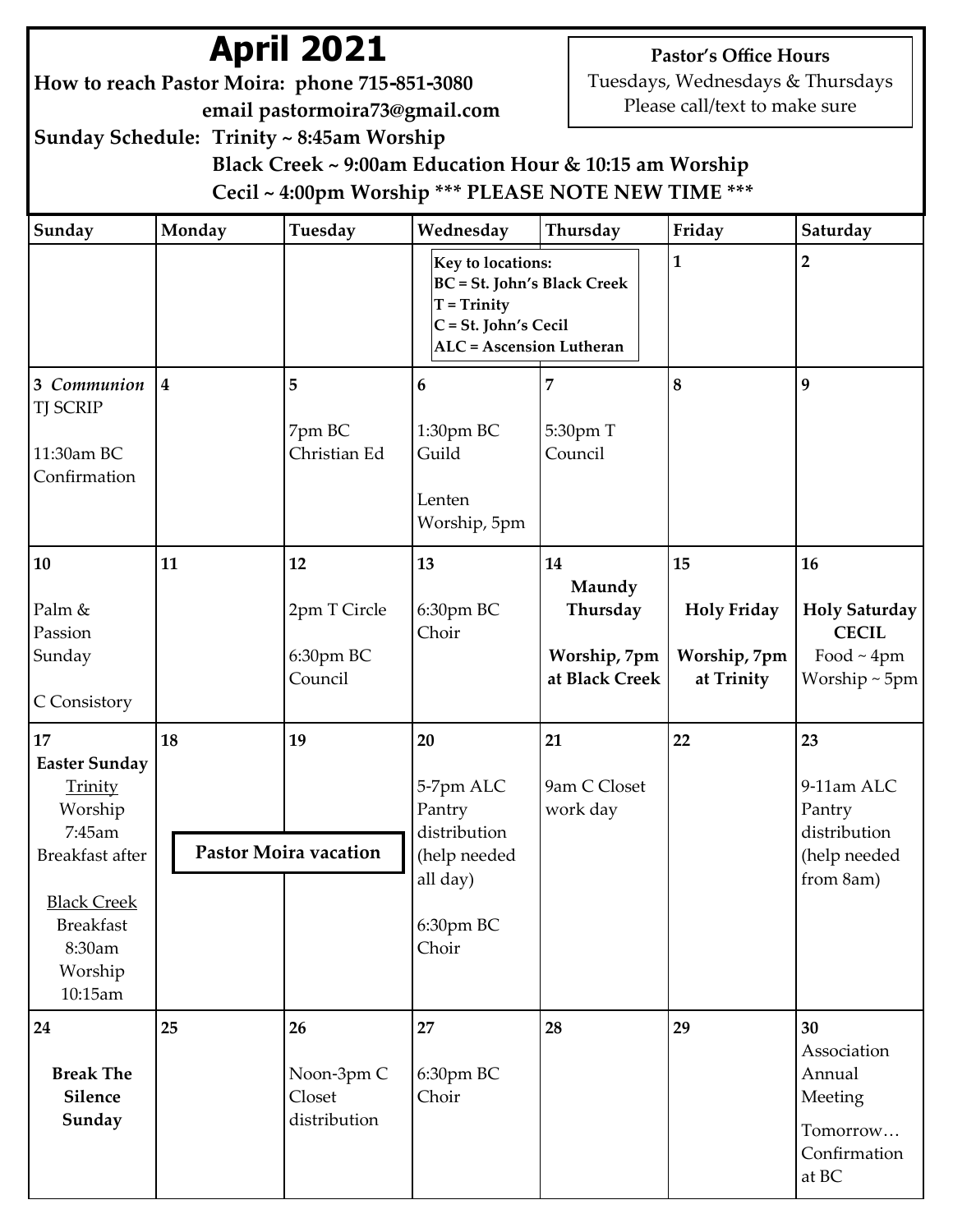# April 2021

**How to reach Pastor Moira: phone 715-851-3080**
**email pastormoira73@gmail.com**

**Sunday Schedule: Trinity ~ 8:45am Worship**
**Black Creek ~ 9:00am Education Hour & 10:15 am Worship**
**Cecil ~ 4:00pm Worship *** PLEASE NOTE NEW TIME *****

**Pastor's Office Hours**
Tuesdays, Wednesdays & Thursdays
Please call/text to make sure

**Key to locations:**
**BC = St. John's Black Creek**
**T = Trinity**
**C = St. John's Cecil**
**ALC = Ascension Lutheran**

| Sunday | Monday | Tuesday | Wednesday | Thursday | Friday | Saturday |
|---|---|---|---|---|---|---|
| | | | | | 1 | 2 |
| 3 *Communion* TJ SCRIP<br><br>11:30am BC Confirmation | 4 | 5<br><br>7pm BC Christian Ed | 6<br><br>1:30pm BC Guild<br><br>Lenten Worship, 5pm | 7<br><br>5:30pm T Council | 8 | 9 |
| 10<br><br>Palm & Passion Sunday<br><br>C Consistory | 11 | 12<br><br>2pm T Circle<br><br>6:30pm BC Council | 13<br><br>6:30pm BC Choir | 14<br>**Maundy Thursday**<br><br>**Worship, 7pm at Black Creek** | 15<br><br>**Holy Friday**<br><br>**Worship, 7pm at Trinity** | 16<br><br>**Holy Saturday CECIL**<br>Food ~ 4pm<br>Worship ~ 5pm |
| 17<br>**Easter Sunday**<br>Trinity<br>Worship 7:45am<br>Breakfast after<br><br>Black Creek<br>Breakfast 8:30am<br>Worship 10:15am | 18<br><br>**Pastor Moira vacation** | 19 | 20<br><br>5-7pm ALC Pantry distribution (help needed all day)<br><br>6:30pm BC Choir | 21<br><br>9am C Closet work day | 22 | 23<br><br>9-11am ALC Pantry distribution (help needed from 8am) |
| 24<br><br>**Break The Silence Sunday** | 25 | 26<br><br>Noon-3pm C Closet distribution | 27<br><br>6:30pm BC Choir | 28 | 29 | 30<br>Association Annual Meeting<br><br>Tomorrow… Confirmation at BC |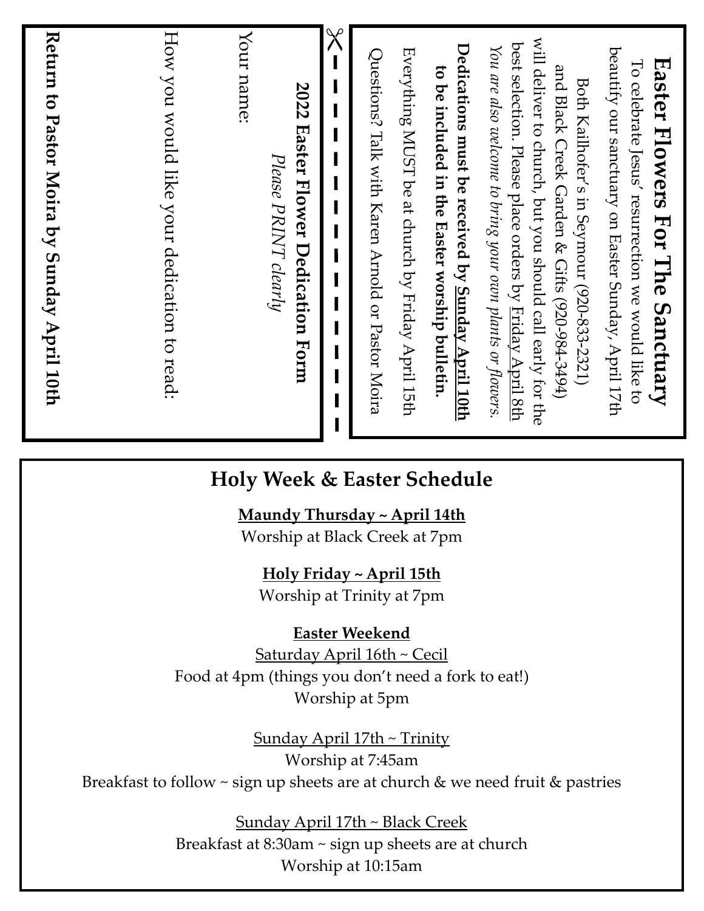## Easter Flowers For The Sanctuary

To celebrate Jesus' resurrection we would like to beautify our sanctuary on Easter Sunday, April 17th

Both Kailhofer's in Seymour (920-833-2321) and Black Creek Garden & Gifts (920-984-3494) will deliver to church, but you should call early for the best selection. Please place orders by Friday April 8th

*You are also welcome to bring your own plants or flowers.*

**Dedications must be received by Sunday April 10th to be included in the Easter worship bulletin.**

Everything MUST be at church by Friday April 15th

Questions? Talk with Karen Arnold or Pastor Moira

---

**2022 Easter Flower Dedication Form**

*Please PRINT clearly*

Your name:

How you would like your dedication to read:

**Return to Pastor Moira by Sunday April 10th**

## Holy Week & Easter Schedule

**Maundy Thursday ~ April 14th**
Worship at Black Creek at 7pm

**Holy Friday ~ April 15th**
Worship at Trinity at 7pm

**Easter Weekend**

Saturday April 16th ~ Cecil
Food at 4pm (things you don't need a fork to eat!)
Worship at 5pm

Sunday April 17th ~ Trinity
Worship at 7:45am
Breakfast to follow ~ sign up sheets are at church & we need fruit & pastries

Sunday April 17th ~ Black Creek
Breakfast at 8:30am ~ sign up sheets are at church
Worship at 10:15am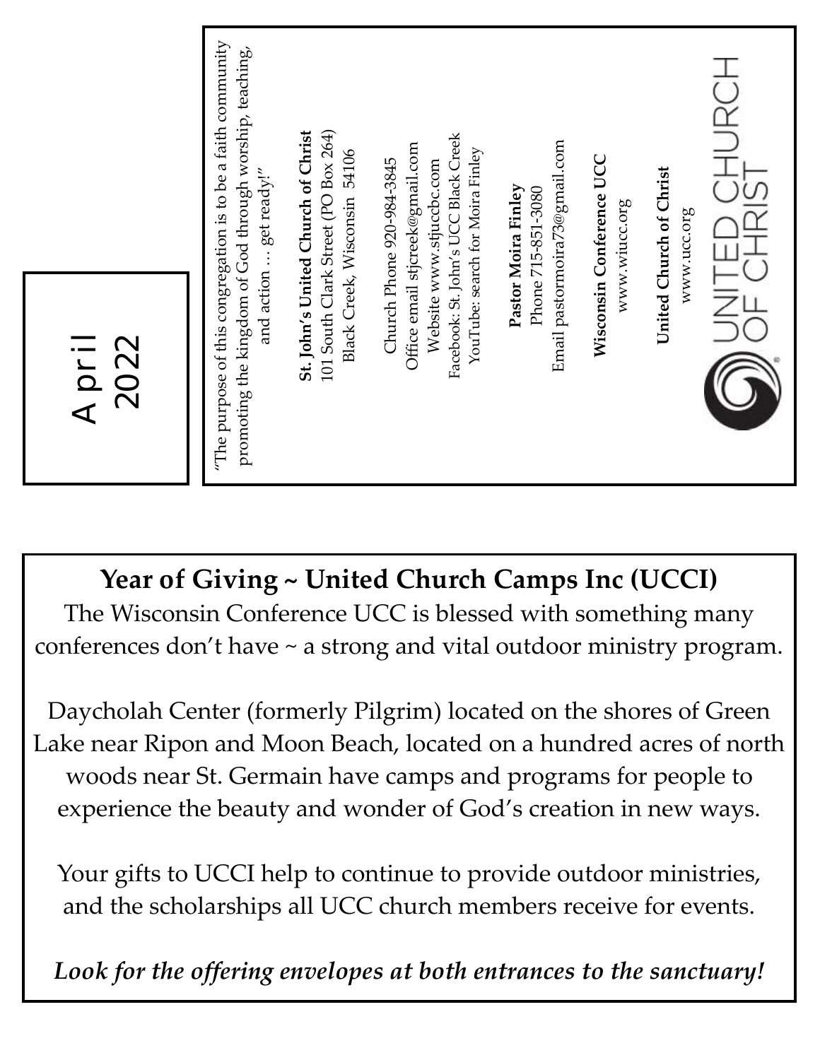April 2022

"The purpose of this congregation is to be a faith community promoting the kingdom of God through worship, teaching, and action … get ready!"

**St. John's United Church of Christ**
101 South Clark Street (PO Box 264)
Black Creek, Wisconsin 54106

Church Phone 920-984-3845
Office email stjcreek@gmail.com
Website www.stjuccbc.com
Facebook: St. John's UCC Black Creek
YouTube: search for Moira Finley

**Pastor Moira Finley**
Phone 715-851-3080
Email pastormoira73@gmail.com

**Wisconsin Conference UCC**
www.wiucc.org

**United Church of Christ**
www.ucc.org

UNITED CHURCH OF CHRIST

## Year of Giving ~ United Church Camps Inc (UCCI)

The Wisconsin Conference UCC is blessed with something many conferences don't have ~ a strong and vital outdoor ministry program.

Daycholah Center (formerly Pilgrim) located on the shores of Green Lake near Ripon and Moon Beach, located on a hundred acres of north woods near St. Germain have camps and programs for people to experience the beauty and wonder of God's creation in new ways.

Your gifts to UCCI help to continue to provide outdoor ministries, and the scholarships all UCC church members receive for events.

***Look for the offering envelopes at both entrances to the sanctuary!***